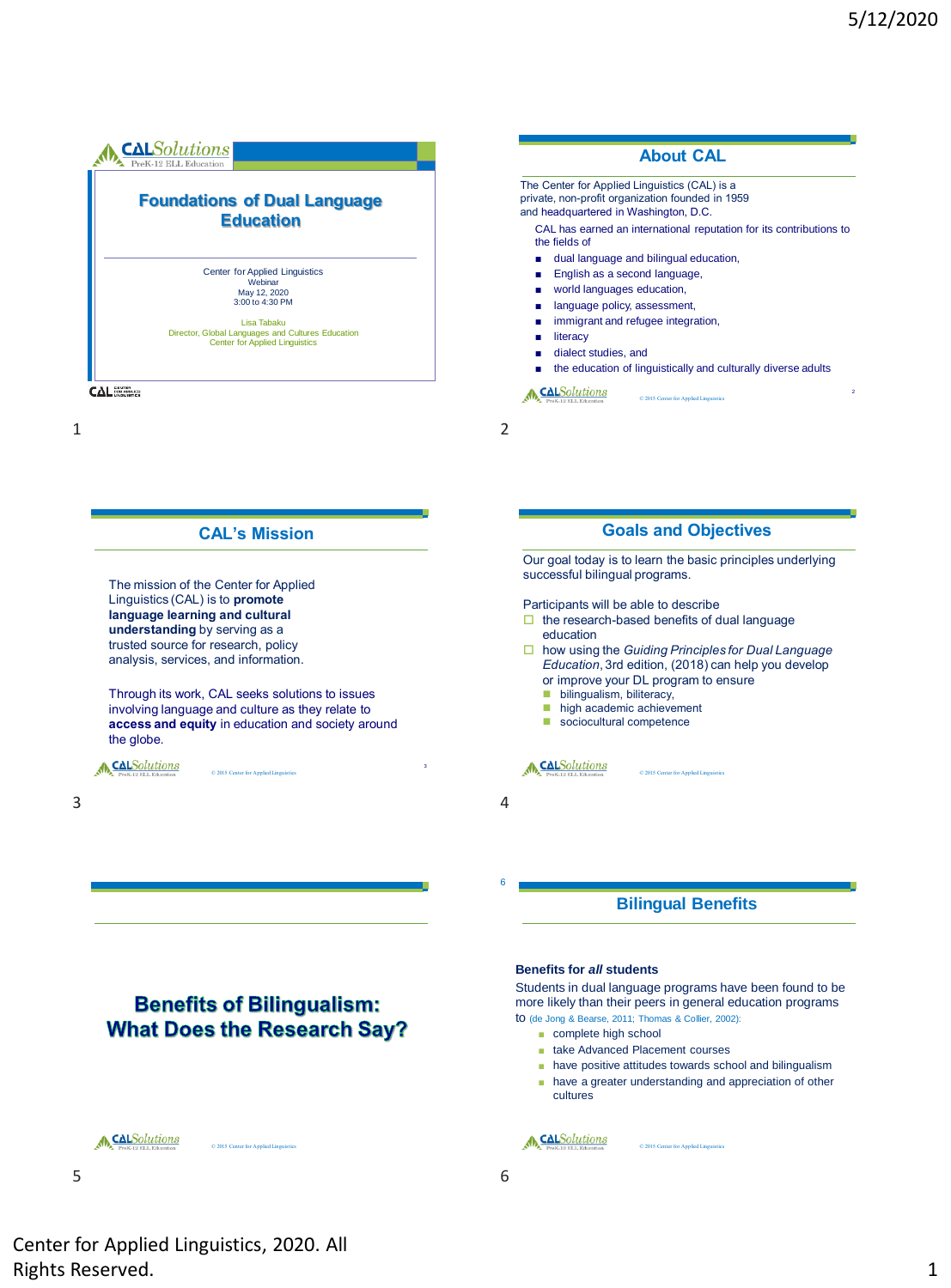## Foundations of Dual Language Education

Center for Applied Linguistics
Webinar
May 12, 2020
3:00 to 4:30 PM

Lisa Tabaku
Director, Global Languages and Cultures Education
Center for Applied Linguistics

## About CAL

The Center for Applied Linguistics (CAL) is a private, non-profit organization founded in 1959 and headquartered in Washington, D.C.

CAL has earned an international reputation for its contributions to the fields of

- dual language and bilingual education,
- English as a second language,
- world languages education,
- language policy, assessment,
- immigrant and refugee integration,
- literacy
- dialect studies, and
- the education of linguistically and culturally diverse adults

© 2015 Center for Applied Linguistics

## CAL's Mission

The mission of the Center for Applied Linguistics (CAL) is to **promote language learning and cultural understanding** by serving as a trusted source for research, policy analysis, services, and information.

Through its work, CAL seeks solutions to issues involving language and culture as they relate to **access and equity** in education and society around the globe.

© 2015 Center for Applied Linguistics

## Goals and Objectives

Our goal today is to learn the basic principles underlying successful bilingual programs.

Participants will be able to describe

- the research-based benefits of dual language education
- how using the *Guiding Principles for Dual Language Education*, 3rd edition, (2018) can help you develop or improve your DL program to ensure
  - bilingualism, biliteracy,
  - high academic achievement
  - sociocultural competence

© 2015 Center for Applied Linguistics

## Benefits of Bilingualism: What Does the Research Say?

© 2015 Center for Applied Linguistics

## Bilingual Benefits

**Benefits for *all* students**

Students in dual language programs have been found to be more likely than their peers in general education programs to (de Jong & Bearse, 2011; Thomas & Collier, 2002):

- complete high school
- take Advanced Placement courses
- have positive attitudes towards school and bilingualism
- have a greater understanding and appreciation of other cultures

© 2015 Center for Applied Linguistics

Center for Applied Linguistics, 2020. All Rights Reserved.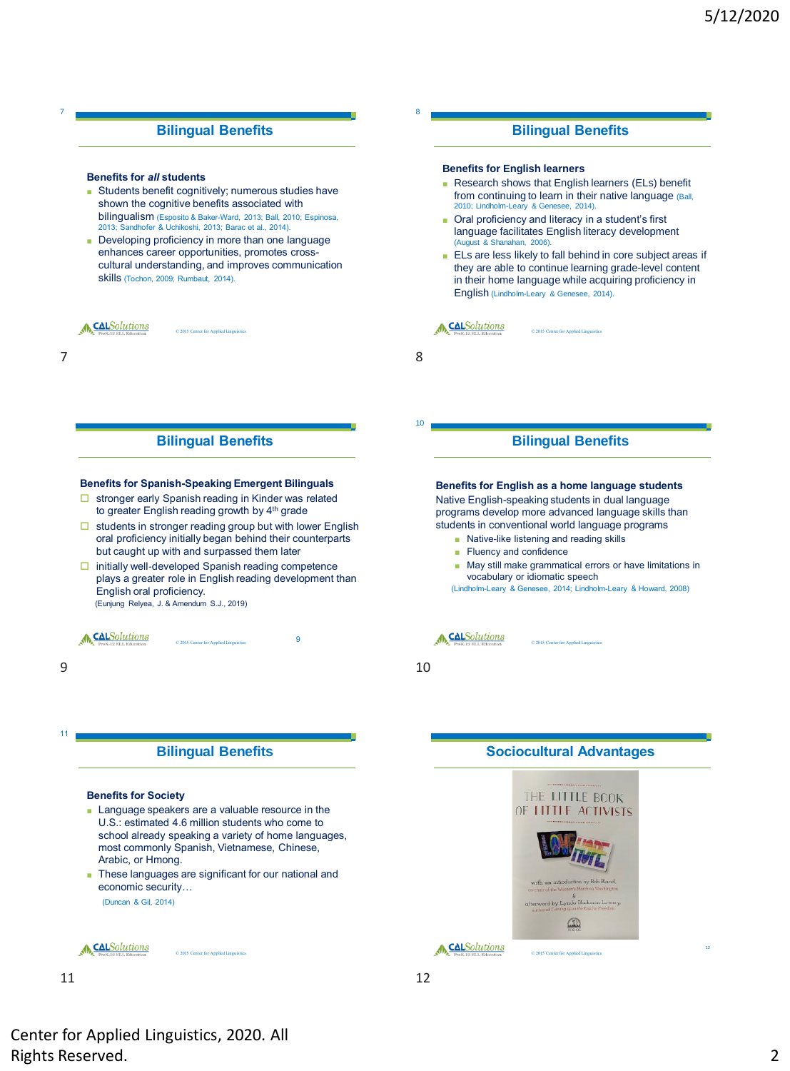## Bilingual Benefits

**Benefits for *all* students**

- Students benefit cognitively; numerous studies have shown the cognitive benefits associated with bilingualism (Esposito & Baker-Ward, 2013; Ball, 2010; Espinosa, 2013; Sandhofer & Uchikoshi, 2013; Barac et al., 2014).
- Developing proficiency in more than one language enhances career opportunities, promotes cross-cultural understanding, and improves communication skills (Tochon, 2009; Rumbaut, 2014).

## Bilingual Benefits

**Benefits for English learners**

- Research shows that English learners (ELs) benefit from continuing to learn in their native language (Ball, 2010; Lindholm-Leary & Genesee, 2014).
- Oral proficiency and literacy in a student's first language facilitates English literacy development (August & Shanahan, 2006).
- ELs are less likely to fall behind in core subject areas if they are able to continue learning grade-level content in their home language while acquiring proficiency in English (Lindholm-Leary & Genesee, 2014).

## Bilingual Benefits

**Benefits for Spanish-Speaking Emergent Bilinguals**

- stronger early Spanish reading in Kinder was related to greater English reading growth by 4th grade
- students in stronger reading group but with lower English oral proficiency initially began behind their counterparts but caught up with and surpassed them later
- initially well-developed Spanish reading competence plays a greater role in English reading development than English oral proficiency.

(Eunjung Relyea, J. & Amendum S.J., 2019)

## Bilingual Benefits

**Benefits for English as a home language students**

Native English-speaking students in dual language programs develop more advanced language skills than students in conventional world language programs

- Native-like listening and reading skills
- Fluency and confidence
- May still make grammatical errors or have limitations in vocabulary or idiomatic speech

(Lindholm-Leary & Genesee, 2014; Lindholm-Leary & Howard, 2008)

## Bilingual Benefits

**Benefits for Society**

- Language speakers are a valuable resource in the U.S.: estimated 4.6 million students who come to school already speaking a variety of home languages, most commonly Spanish, Vietnamese, Chinese, Arabic, or Hmong.
- These languages are significant for our national and economic security…

(Duncan & Gil, 2014)

## Sociocultural Advantages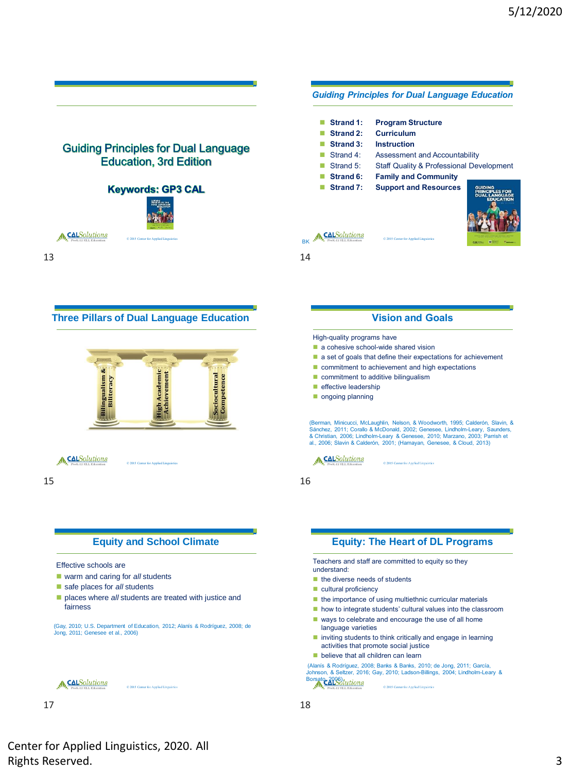## Guiding Principles for Dual Language Education, 3rd Edition

**Keywords: GP3 CAL**

© 2015 Center for Applied Linguistics

## Guiding Principles for Dual Language Education

- **Strand 1: Program Structure**
- **Strand 2: Curriculum**
- **Strand 3: Instruction**
- Strand 4: Assessment and Accountability
- Strand 5: Staff Quality & Professional Development
- **Strand 6: Family and Community**
- **Strand 7: Support and Resources**

BK

© 2015 Center for Applied Linguistics

## Three Pillars of Dual Language Education

Bilingualism & Biliteracy

High Academic Achievement

Sociocultural Competence

© 2015 Center for Applied Linguistics

## Vision and Goals

High-quality programs have

- a cohesive school-wide shared vision
- a set of goals that define their expectations for achievement
- commitment to achievement and high expectations
- commitment to additive bilingualism
- effective leadership
- ongoing planning

(Berman, Minicucci, McLaughlin, Nelson, & Woodworth, 1995; Calderón, Slavin, & Sánchez, 2011; Corallo & McDonald, 2002; Genesee, Lindholm-Leary, Saunders, & Christian, 2006; Lindholm-Leary & Genesee, 2010; Marzano, 2003; Parrish et al., 2006; Slavin & Calderón, 2001; (Hamayan, Genesee, & Cloud, 2013)

© 2015 Center for Applied Linguistics

## Equity and School Climate

Effective schools are

- warm and caring for *all* students
- safe places for *all* students
- places where *all* students are treated with justice and fairness

(Gay, 2010; U.S. Department of Education, 2012; Alanís & Rodríguez, 2008; de Jong, 2011; Genesee et al., 2006)

© 2015 Center for Applied Linguistics

## Equity: The Heart of DL Programs

Teachers and staff are committed to equity so they understand:

- the diverse needs of students
- cultural proficiency
- the importance of using multiethnic curricular materials
- how to integrate students' cultural values into the classroom
- ways to celebrate and encourage the use of all home language varieties
- inviting students to think critically and engage in learning activities that promote social justice
- believe that all children can learn

(Alanís & Rodríguez, 2008; Banks & Banks, 2010; de Jong, 2011; García, Johnson, & Seltzer, 2016; Gay, 2010; Ladson-Billings, 2004; Lindholm-Leary & Borsato, 2006)

© 2015 Center for Applied Linguistics

Center for Applied Linguistics, 2020. All Rights Reserved.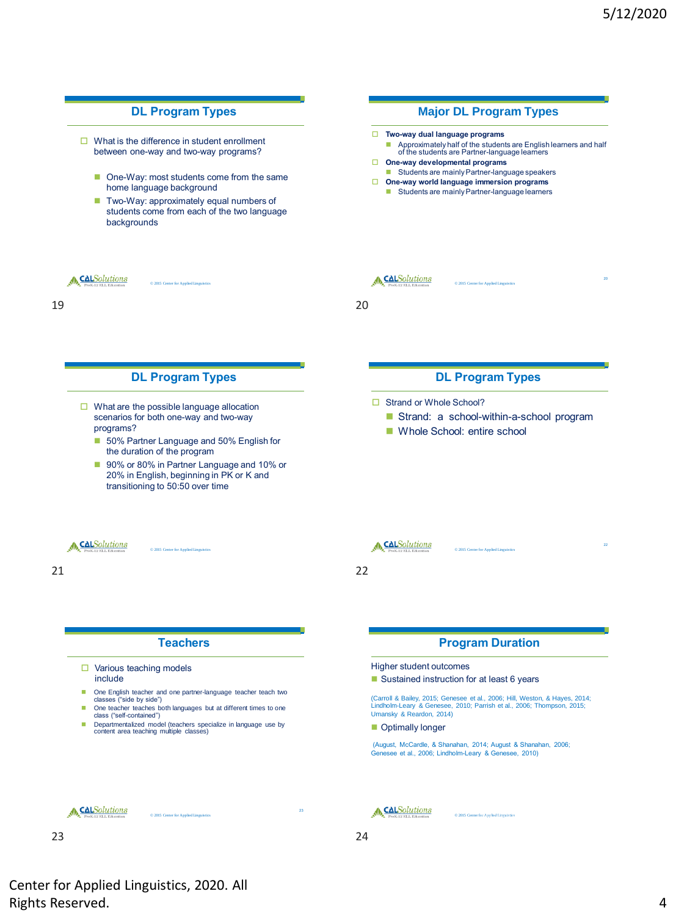## DL Program Types

- What is the difference in student enrollment between one-way and two-way programs?
  - One-Way: most students come from the same home language background
  - Two-Way: approximately equal numbers of students come from each of the two language backgrounds

## Major DL Program Types

- **Two-way dual language programs**
  - Approximately half of the students are English learners and half of the students are Partner-language learners
- **One-way developmental programs**
  - Students are mainly Partner-language speakers
- **One-way world language immersion programs**
  - Students are mainly Partner-language learners

## DL Program Types

- What are the possible language allocation scenarios for both one-way and two-way programs?
  - 50% Partner Language and 50% English for the duration of the program
  - 90% or 80% in Partner Language and 10% or 20% in English, beginning in PK or K and transitioning to 50:50 over time

## DL Program Types

- Strand or Whole School?
  - Strand: a school-within-a-school program
  - Whole School: entire school

## Teachers

- Various teaching models include
  - One English teacher and one partner-language teacher teach two classes ("side by side")
  - One teacher teaches both languages but at different times to one class ("self-contained")
  - Departmentalized model (teachers specialize in language use by content area teaching multiple classes)

## Program Duration

Higher student outcomes

- Sustained instruction for at least 6 years

(Carroll & Bailey, 2015; Genesee et al., 2006; Hill, Weston, & Hayes, 2014; Lindholm-Leary & Genesee, 2010; Parrish et al., 2006; Thompson, 2015; Umansky & Reardon, 2014)

- Optimally longer

(August, McCardle, & Shanahan, 2014; August & Shanahan, 2006; Genesee et al., 2006; Lindholm-Leary & Genesee, 2010)

Center for Applied Linguistics, 2020. All Rights Reserved.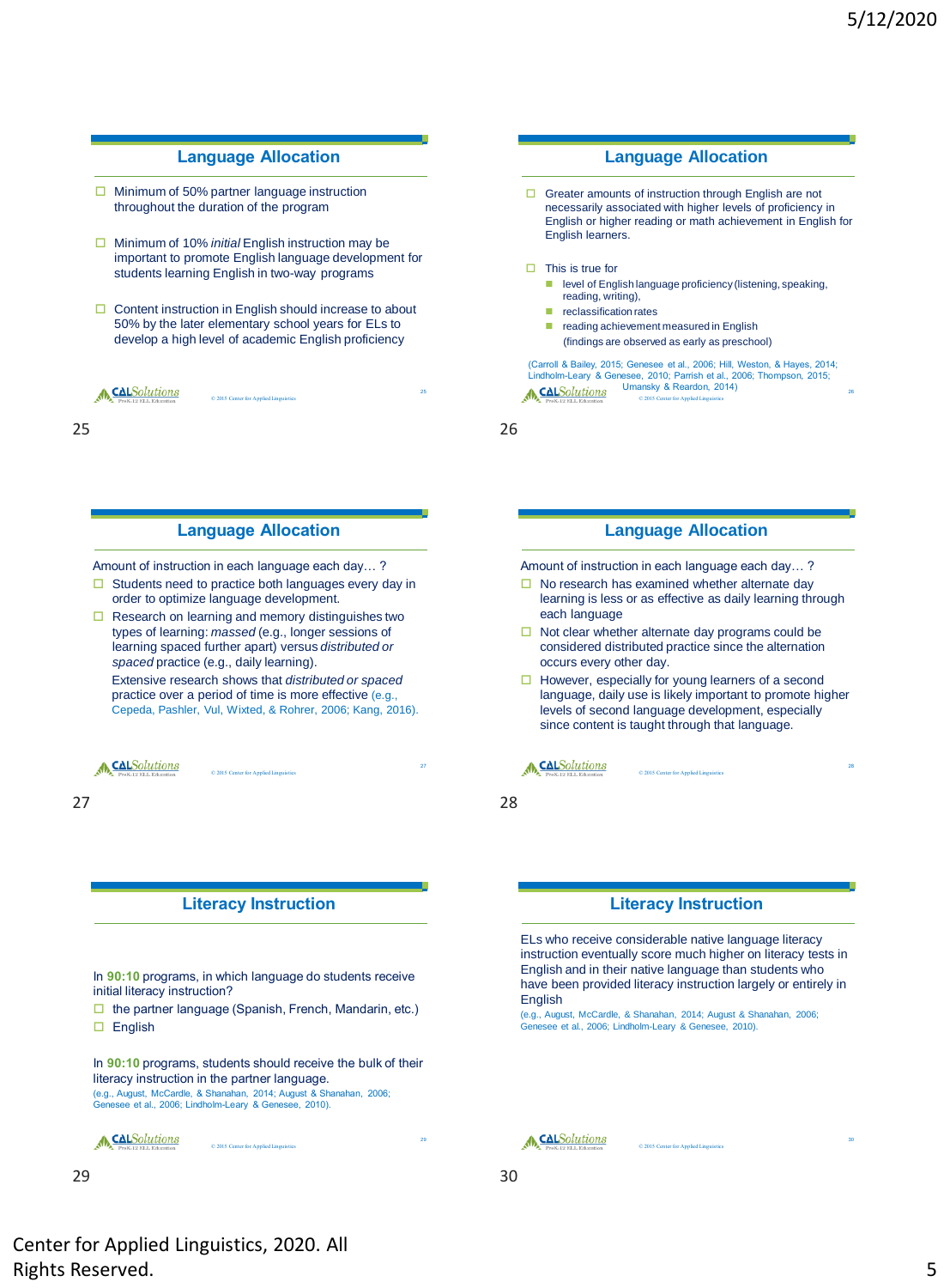## Language Allocation

- Minimum of 50% partner language instruction throughout the duration of the program
- Minimum of 10% *initial* English instruction may be important to promote English language development for students learning English in two-way programs
- Content instruction in English should increase to about 50% by the later elementary school years for ELs to develop a high level of academic English proficiency

## Language Allocation

- Greater amounts of instruction through English are not necessarily associated with higher levels of proficiency in English or higher reading or math achievement in English for English learners.
- This is true for
  - level of English language proficiency (listening, speaking, reading, writing),
  - reclassification rates
  - reading achievement measured in English

    (findings are observed as early as preschool)

(Carroll & Bailey, 2015; Genesee et al., 2006; Hill, Weston, & Hayes, 2014; Lindholm-Leary & Genesee, 2010; Parrish et al., 2006; Thompson, 2015; Umansky & Reardon, 2014)

## Language Allocation

Amount of instruction in each language each day… ?

- Students need to practice both languages every day in order to optimize language development.
- Research on learning and memory distinguishes two types of learning: *massed* (e.g., longer sessions of learning spaced further apart) versus *distributed or spaced* practice (e.g., daily learning).

  Extensive research shows that *distributed or spaced* practice over a period of time is more effective (e.g., Cepeda, Pashler, Vul, Wixted, & Rohrer, 2006; Kang, 2016).

## Language Allocation

Amount of instruction in each language each day… ?

- No research has examined whether alternate day learning is less or as effective as daily learning through each language
- Not clear whether alternate day programs could be considered distributed practice since the alternation occurs every other day.
- However, especially for young learners of a second language, daily use is likely important to promote higher levels of second language development, especially since content is taught through that language.

## Literacy Instruction

In **90:10** programs, in which language do students receive initial literacy instruction?

- the partner language (Spanish, French, Mandarin, etc.)
- English

In **90:10** programs, students should receive the bulk of their literacy instruction in the partner language.
(e.g., August, McCardle, & Shanahan, 2014; August & Shanahan, 2006; Genesee et al., 2006; Lindholm-Leary & Genesee, 2010).

## Literacy Instruction

ELs who receive considerable native language literacy instruction eventually score much higher on literacy tests in English and in their native language than students who have been provided literacy instruction largely or entirely in English
(e.g., August, McCardle, & Shanahan, 2014; August & Shanahan, 2006; Genesee et al., 2006; Lindholm-Leary & Genesee, 2010).

Center for Applied Linguistics, 2020. All Rights Reserved.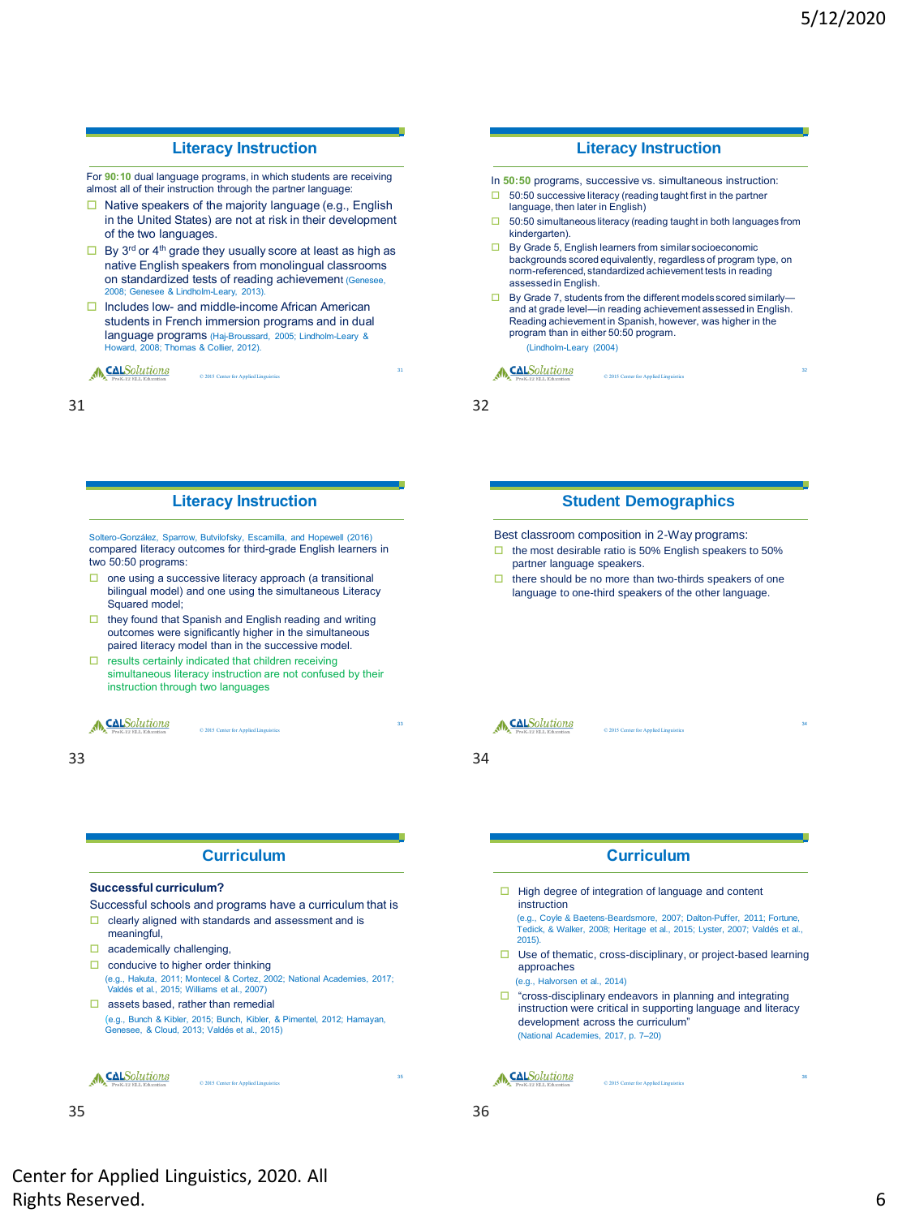## Literacy Instruction

For **90:10** dual language programs, in which students are receiving almost all of their instruction through the partner language:

- Native speakers of the majority language (e.g., English in the United States) are not at risk in their development of the two languages.
- By 3rd or 4th grade they usually score at least as high as native English speakers from monolingual classrooms on standardized tests of reading achievement (Genesee, 2008; Genesee & Lindholm-Leary, 2013).
- Includes low- and middle-income African American students in French immersion programs and in dual language programs (Haj-Broussard, 2005; Lindholm-Leary & Howard, 2008; Thomas & Collier, 2012).

## Literacy Instruction

In **50:50** programs, successive vs. simultaneous instruction:

- 50:50 successive literacy (reading taught first in the partner language, then later in English)
- 50:50 simultaneous literacy (reading taught in both languages from kindergarten).
- By Grade 5, English learners from similar socioeconomic backgrounds scored equivalently, regardless of program type, on norm-referenced, standardized achievement tests in reading assessed in English.
- By Grade 7, students from the different models scored similarly—and at grade level—in reading achievement assessed in English. Reading achievement in Spanish, however, was higher in the program than in either 50:50 program.

(Lindholm-Leary (2004)

## Literacy Instruction

Soltero-González, Sparrow, Butvilofsky, Escamilla, and Hopewell (2016) compared literacy outcomes for third-grade English learners in two 50:50 programs:

- one using a successive literacy approach (a transitional bilingual model) and one using the simultaneous Literacy Squared model;
- they found that Spanish and English reading and writing outcomes were significantly higher in the simultaneous paired literacy model than in the successive model.
- results certainly indicated that children receiving simultaneous literacy instruction are not confused by their instruction through two languages

## Student Demographics

Best classroom composition in 2-Way programs:

- the most desirable ratio is 50% English speakers to 50% partner language speakers.
- there should be no more than two-thirds speakers of one language to one-third speakers of the other language.

## Curriculum

**Successful curriculum?**

Successful schools and programs have a curriculum that is

- clearly aligned with standards and assessment and is meaningful,
- academically challenging,
- conducive to higher order thinking
  (e.g., Hakuta, 2011; Montecel & Cortez, 2002; National Academies, 2017; Valdés et al., 2015; Williams et al., 2007)
- assets based, rather than remedial
  (e.g., Bunch & Kibler, 2015; Bunch, Kibler, & Pimentel, 2012; Hamayan, Genesee, & Cloud, 2013; Valdés et al., 2015)

## Curriculum

- High degree of integration of language and content instruction
  (e.g., Coyle & Baetens-Beardsmore, 2007; Dalton-Puffer, 2011; Fortune, Tedick, & Walker, 2008; Heritage et al., 2015; Lyster, 2007; Valdés et al., 2015).
- Use of thematic, cross-disciplinary, or project-based learning approaches
  (e.g., Halvorsen et al., 2014)
- "cross-disciplinary endeavors in planning and integrating instruction were critical in supporting language and literacy development across the curriculum"
  (National Academies, 2017, p. 7–20)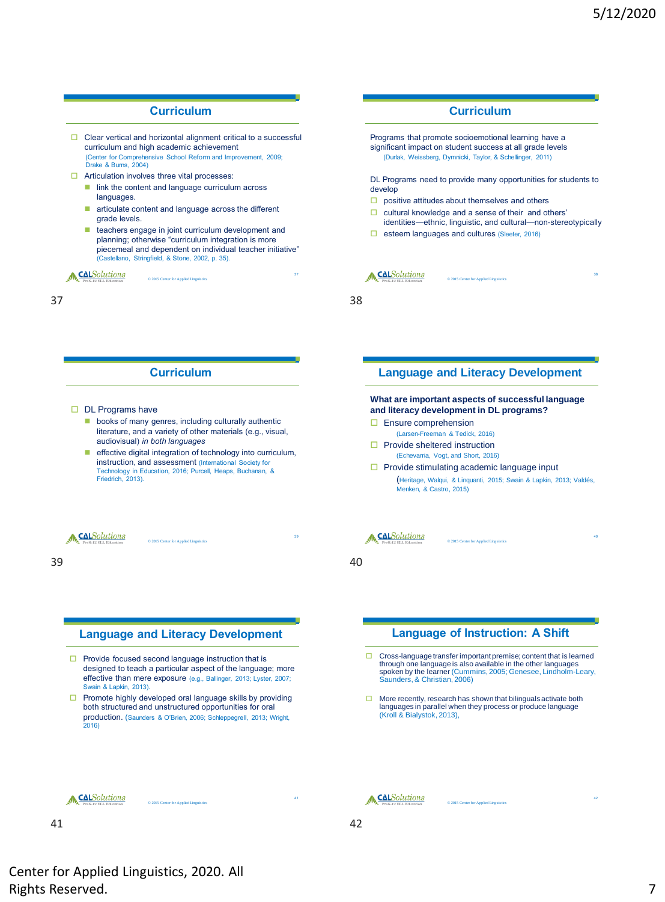## Curriculum

- Clear vertical and horizontal alignment critical to a successful curriculum and high academic achievement (Center for Comprehensive School Reform and Improvement, 2009; Drake & Burns, 2004)
- Articulation involves three vital processes:
  - link the content and language curriculum across languages.
  - articulate content and language across the different grade levels.
  - teachers engage in joint curriculum development and planning; otherwise "curriculum integration is more piecemeal and dependent on individual teacher initiative" (Castellano, Stringfield, & Stone, 2002, p. 35).

37

## Curriculum

Programs that promote socioemotional learning have a significant impact on student success at all grade levels (Durlak, Weissberg, Dymnicki, Taylor, & Schellinger, 2011)

DL Programs need to provide many opportunities for students to develop

- positive attitudes about themselves and others
- cultural knowledge and a sense of their and others' identities—ethnic, linguistic, and cultural—non-stereotypically
- esteem languages and cultures (Sleeter, 2016)

38

## Curriculum

- DL Programs have
  - books of many genres, including culturally authentic literature, and a variety of other materials (e.g., visual, audiovisual) *in both languages*
  - effective digital integration of technology into curriculum, instruction, and assessment (International Society for Technology in Education, 2016; Purcell, Heaps, Buchanan, & Friedrich, 2013).

39

## Language and Literacy Development

**What are important aspects of successful language and literacy development in DL programs?**

- Ensure comprehension (Larsen-Freeman & Tedick, 2016)
- Provide sheltered instruction (Echevarria, Vogt, and Short, 2016)
- Provide stimulating academic language input (Heritage, Walqui, & Linquanti, 2015; Swain & Lapkin, 2013; Valdés, Menken, & Castro, 2015)

40

## Language and Literacy Development

- Provide focused second language instruction that is designed to teach a particular aspect of the language; more effective than mere exposure (e.g., Ballinger, 2013; Lyster, 2007; Swain & Lapkin, 2013).
- Promote highly developed oral language skills by providing both structured and unstructured opportunities for oral production. (Saunders & O'Brien, 2006; Schleppegrell, 2013; Wright, 2016)

41

## Language of Instruction: A Shift

- Cross-language transfer important premise; content that is learned through one language is also available in the other languages spoken by the learner (Cummins, 2005; Genesee, Lindholm-Leary, Saunders, & Christian, 2006)
- More recently, research has shown that bilinguals activate both languages in parallel when they process or produce language (Kroll & Bialystok, 2013),

42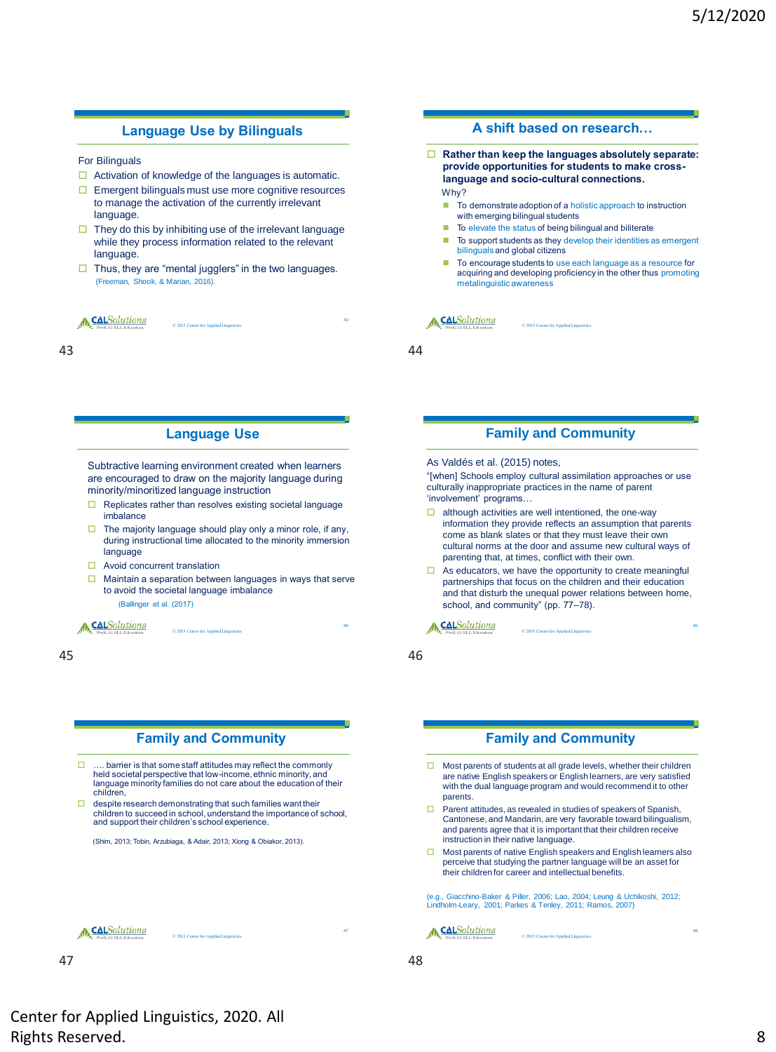## Language Use by Bilinguals

For Bilinguals

- Activation of knowledge of the languages is automatic.
- Emergent bilinguals must use more cognitive resources to manage the activation of the currently irrelevant language.
- They do this by inhibiting use of the irrelevant language while they process information related to the relevant language.
- Thus, they are "mental jugglers" in the two languages. (Freeman, Shook, & Marian, 2016).

## A shift based on research…

- **Rather than keep the languages absolutely separate: provide opportunities for students to make cross-language and socio-cultural connections.**

Why?

- To demonstrate adoption of a holistic approach to instruction with emerging bilingual students
- To elevate the status of being bilingual and biliterate
- To support students as they develop their identities as emergent bilinguals and global citizens
- To encourage students to use each language as a resource for acquiring and developing proficiency in the other thus promoting metalinguistic awareness

## Language Use

Subtractive learning environment created when learners are encouraged to draw on the majority language during minority/minoritized language instruction

- Replicates rather than resolves existing societal language imbalance
- The majority language should play only a minor role, if any, during instructional time allocated to the minority immersion language
- Avoid concurrent translation
- Maintain a separation between languages in ways that serve to avoid the societal language imbalance

(Ballinger et al. (2017)

## Family and Community

As Valdés et al. (2015) notes,

"[when] Schools employ cultural assimilation approaches or use culturally inappropriate practices in the name of parent 'involvement' programs…

- although activities are well intentioned, the one-way information they provide reflects an assumption that parents come as blank slates or that they must leave their own cultural norms at the door and assume new cultural ways of parenting that, at times, conflict with their own.
- As educators, we have the opportunity to create meaningful partnerships that focus on the children and their education and that disturb the unequal power relations between home, school, and community" (pp. 77–78).

## Family and Community

- …. barrier is that some staff attitudes may reflect the commonly held societal perspective that low-income, ethnic minority, and language minority families do not care about the education of their children,
- despite research demonstrating that such families want their children to succeed in school, understand the importance of school, and support their children's school experience.

(Shim, 2013; Tobin, Arzubiaga, & Adair, 2013; Xiong & Obiakor, 2013).

## Family and Community

- Most parents of students at all grade levels, whether their children are native English speakers or English learners, are very satisfied with the dual language program and would recommend it to other parents.
- Parent attitudes, as revealed in studies of speakers of Spanish, Cantonese, and Mandarin, are very favorable toward bilingualism, and parents agree that it is important that their children receive instruction in their native language.
- Most parents of native English speakers and English learners also perceive that studying the partner language will be an asset for their children for career and intellectual benefits.

(e.g., Giacchino-Baker & Piller, 2006; Lao, 2004; Leung & Uchikoshi, 2012; Lindholm-Leary, 2001; Parkes & Tenley, 2011; Ramos, 2007)

Center for Applied Linguistics, 2020. All Rights Reserved.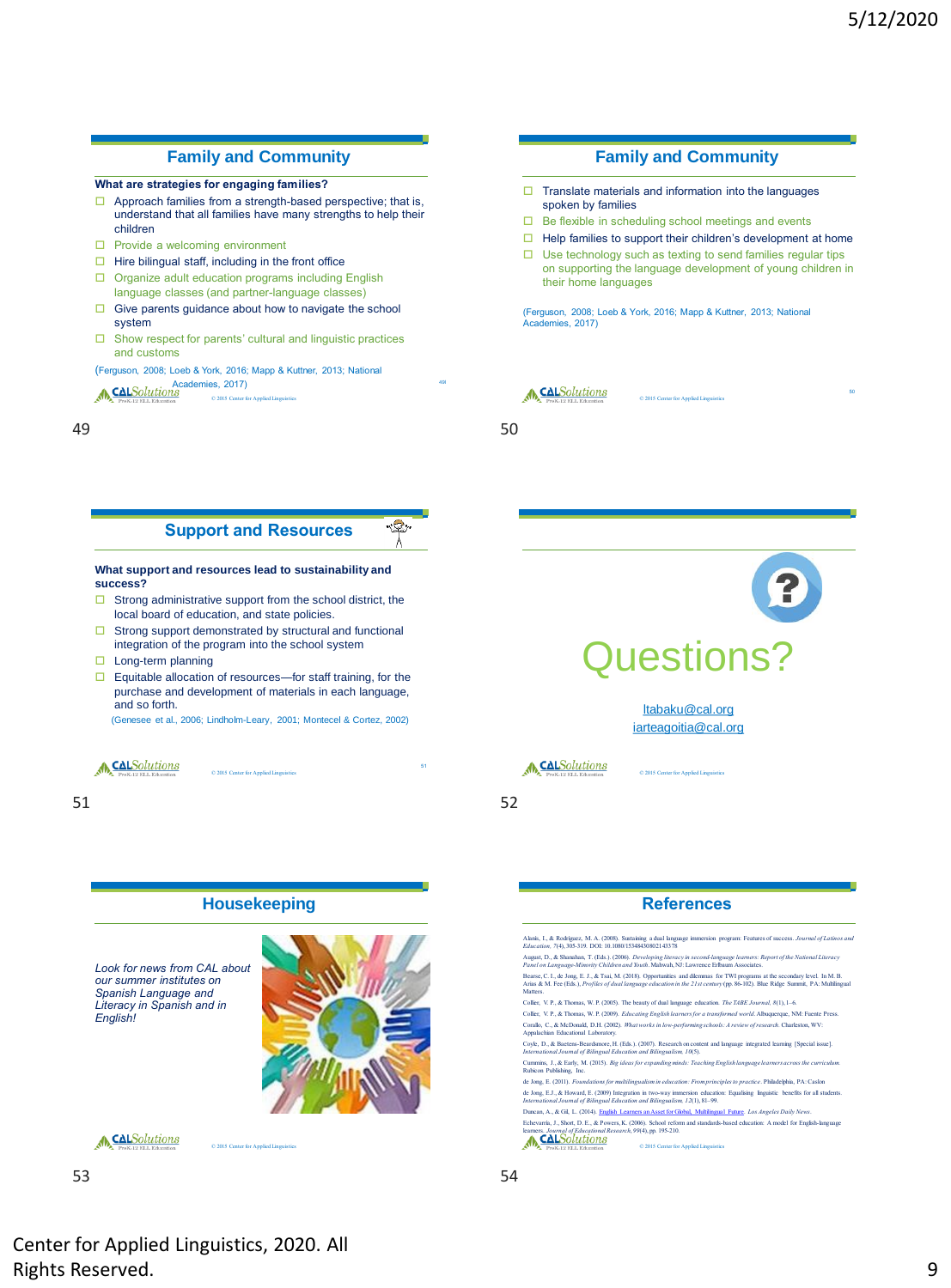## Family and Community

**What are strategies for engaging families?**

- Approach families from a strength-based perspective; that is, understand that all families have many strengths to help their children
- Provide a welcoming environment
- Hire bilingual staff, including in the front office
- Organize adult education programs including English language classes (and partner-language classes)
- Give parents guidance about how to navigate the school system
- Show respect for parents' cultural and linguistic practices and customs

(Ferguson, 2008; Loeb & York, 2016; Mapp & Kuttner, 2013; National Academies, 2017)

## Family and Community

- Translate materials and information into the languages spoken by families
- Be flexible in scheduling school meetings and events
- Help families to support their children's development at home
- Use technology such as texting to send families regular tips on supporting the language development of young children in their home languages

(Ferguson, 2008; Loeb & York, 2016; Mapp & Kuttner, 2013; National Academies, 2017)

## Support and Resources

**What support and resources lead to sustainability and success?**

- Strong administrative support from the school district, the local board of education, and state policies.
- Strong support demonstrated by structural and functional integration of the program into the school system
- Long-term planning
- Equitable allocation of resources—for staff training, for the purchase and development of materials in each language, and so forth.

(Genesee et al., 2006; Lindholm-Leary, 2001; Montecel & Cortez, 2002)

## Questions?

ltabaku@cal.org
iarteagoitia@cal.org

## Housekeeping

*Look for news from CAL about our summer institutes on Spanish Language and Literacy in Spanish and in English!*

## References

Alanis, I., & Rodriguez, M. A. (2008). Sustaining a dual language immersion program: Features of success. *Journal of Latinos and Education*, 7(4), 305-319. DOI: 10.1080/15348430802143378

August, D., & Shanahan, T. (Eds.). (2006). *Developing literacy in second-language learners: Report of the National Literacy Panel on Language-Minority Children and Youth*. Mahwah, NJ: Lawrence Erlbaum Associates.

Bearse, C. I., de Jong, E. J., & Tsai, M. (2018). Opportunities and dilemmas for TWI programs at the secondary level. In M. B. Arias & M. Fee (Eds.), *Profiles of dual language education in the 21st century* (pp. 86-102). Blue Ridge Summit, PA: Multilingual Matters.

Collier, V. P., & Thomas, W. P. (2005). The beauty of dual language education. *The TABE Journal*, 8(1), 1–6.

Collier, V. P., & Thomas, W. P. (2009). *Educating English learners for a transformed world*. Albuquerque, NM: Fuente Press.

Corallo, C., & McDonald, D.H. (2002). *What works in low-performing schools: A review of research*. Charleston, WV: Appalachian Educational Laboratory.

Coyle, D., & Baetens-Beardsmore, H. (Eds.). (2007). Research on content and language integrated learning [Special issue]. *International Journal of Bilingual Education and Bilingualism, 10*(5).

Cummins, J., & Early, M. (2015). *Big ideas for expanding minds: Teaching English language learners across the curriculum*. Rubicon Publishing, Inc.

de Jong, E. (2011). *Foundations for multilingualism in education: From principles to practice*. Philadelphia, PA: Caslon

de Jong, E.J., & Howard, E. (2009) Integration in two-way immersion education: Equalising linguistic benefits for all students. *International Journal of Bilingual Education and Bilingualism, 12*(1), 81–99.

Duncan, A., & Gil, L. (2014). English Learners an Asset for Global, Multilingual Future. *Los Angeles Daily News*.

Echevarria, J., Short, D. E., & Powers, K. (2006). School reform and standards-based education: A model for English-language learners. *Journal of Educational Research*, 99(4), pp. 195-210.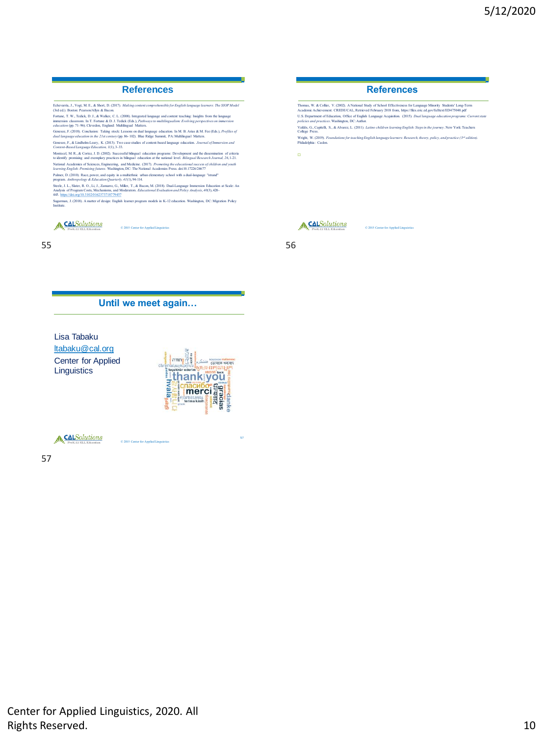## References

Echevarria, J., Vogt, M. E., & Short, D. (2017). *Making content comprehensible for English language learners: The SIOP Model* (3rd ed.). Boston: Pearson/Allyn & Bacon.

Fortune, T. W., Tedick, D. J., & Walker, C. L. (2008). Integrated language and content teaching: Insights from the language immersion classroom. In T. Fortune & D. J. Tedick (Eds.), *Pathways to multilingualism: Evolving perspectives on immersion education* (pp. 71–96). Clevedon, England: Multilingual Matters.

Genesee, F. (2018). Conclusion: Taking stock: Lessons on dual language education. In M. B. Arias & M. Fee (Eds.), *Profiles of dual language education in the 21st century* (pp. 86- 102). Blue Ridge Summit, PA: Multilingual Matters.

Genesee, F., & Lindholm-Leary, K. (2013). Two case studies of content-based language education. *Journal of Immersion and Content-Based Language Education, 1*(1), 3–33.

Montecel, M. R., & Cortez, J. D. (2002). Successful bilingual education programs: Development and the dissemination of criteria to identify promising and exemplary practices in bilingual education at the national level. *Bilingual Research Journal, 26*, 1-21.

National Academies of Sciences, Engineering, and Medicine. (2017). *Promoting the educational success of children and youth learning English: Promising futures.* Washington, DC: The National Academies Press. doi:10.17226/24677

Palmer, D. (2010). Race, power, and equity in a multiethnic urban elementary school with a dual-language "strand" program. *Anthropology & Education Quarterly, 41*(1), 94-114.

Steele, J. L., Slater, R. O., Li, J., Zamarro, G., Miller, T., & Bacon, M. (2018). Dual-Language Immersion Education at Scale: An Analysis of Program Costs, Mechanisms, and Moderators. *Educational Evaluation and Policy Analysis, 40*(3), 420–445. https://doi.org/10.3102/0162373718779457

Sugarman, J. (2018). A matter of design: English learner program models in K-12 education. Washington, DC: Migration Policy Institute.

CALSolutions PreK-12 ELL Education © 2015 Center for Applied Linguistics

## References

Thomas, W. & Collier, V. (2002). A National Study of School Effectiveness for Language Minority Students' Long-Term Academic Achievement. CREDE/CAL, Retrieved February 2018 from, https://files.eric.ed.gov/fulltext/ED475048.pdf

U.S. Department of Education, Office of English Language Acquisition. (2015). *Dual language education programs: Current state policies and practices.* Washington, DC: Author.

Valdés, G., Capitelli, S., & Alvarez, L. (2011). *Latino children learning English: Steps in the journey.* New York: Teachers College Press.

Wright, W. (2019). *Foundations for teaching English language learners: Research, theory, policy, and practice (3rd edition).* Philadelphia: Caslon.

CALSolutions PreK-12 ELL Education © 2015 Center for Applied Linguistics

## Until we meet again…

Lisa Tabaku
ltabaku@cal.org
Center for Applied Linguistics

CALSolutions PreK-12 ELL Education © 2015 Center for Applied Linguistics

Center for Applied Linguistics, 2020. All Rights Reserved.